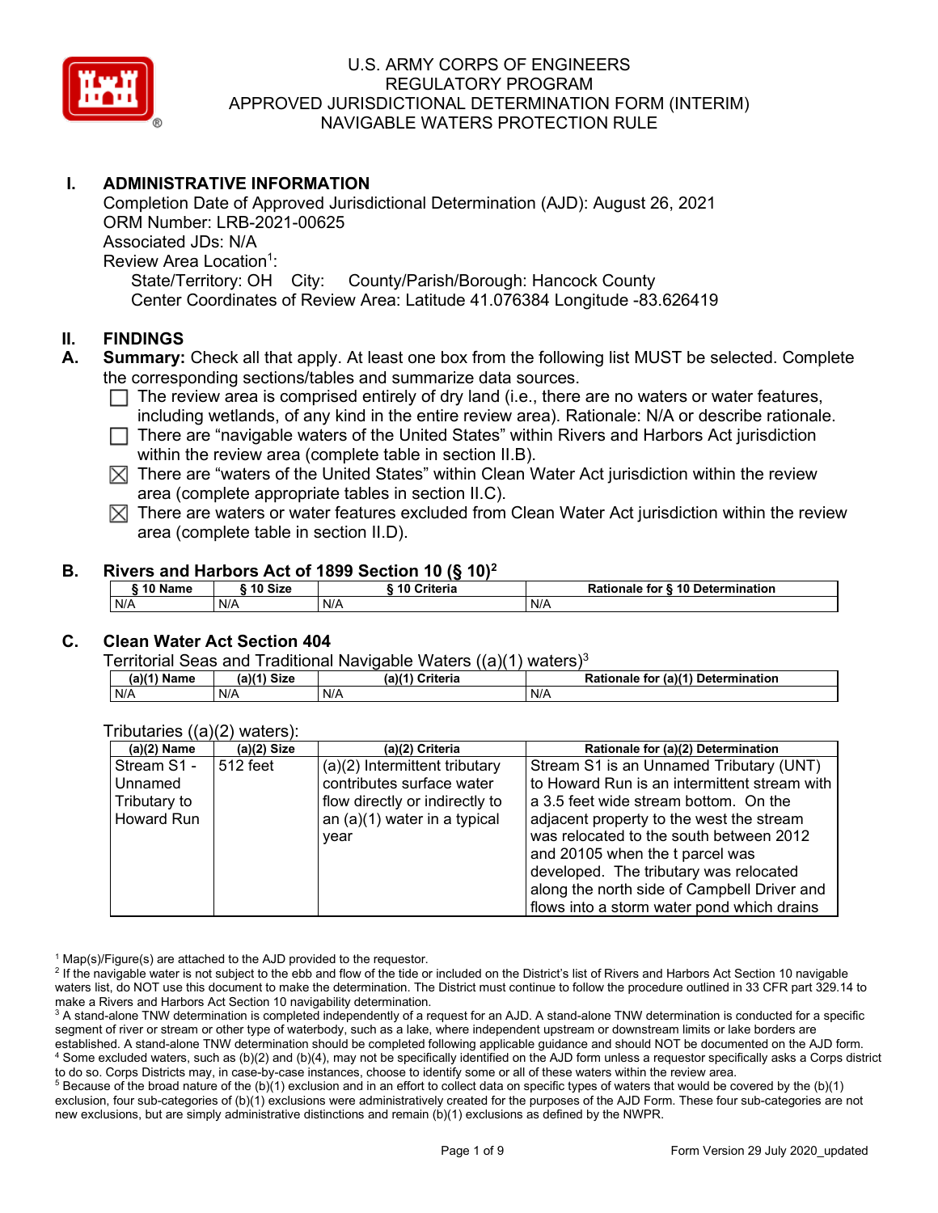# U.S. ARMY CORPS OF ENGINEERS
# REGULATORY PROGRAM
# APPROVED JURISDICTIONAL DETERMINATION FORM (INTERIM)
# NAVIGABLE WATERS PROTECTION RULE

## I. ADMINISTRATIVE INFORMATION

Completion Date of Approved Jurisdictional Determination (AJD): August 26, 2021
ORM Number: LRB-2021-00625
Associated JDs: N/A
Review Area Location[1]:
State/Territory: OH City: County/Parish/Borough: Hancock County
Center Coordinates of Review Area: Latitude 41.076384 Longitude -83.626419

## II. FINDINGS

**A. Summary:** Check all that apply. At least one box from the following list MUST be selected. Complete the corresponding sections/tables and summarize data sources.

- ☐ The review area is comprised entirely of dry land (i.e., there are no waters or water features, including wetlands, of any kind in the entire review area). Rationale: N/A or describe rationale.
- ☐ There are "navigable waters of the United States" within Rivers and Harbors Act jurisdiction within the review area (complete table in section II.B).
- ☒ There are "waters of the United States" within Clean Water Act jurisdiction within the review area (complete appropriate tables in section II.C).
- ☒ There are waters or water features excluded from Clean Water Act jurisdiction within the review area (complete table in section II.D).

**B. Rivers and Harbors Act of 1899 Section 10 (§ 10)[2]**

| § 10 Name | § 10 Size | § 10 Criteria | Rationale for § 10 Determination |
|---|---|---|---|
| N/A | N/A | N/A | N/A |

**C. Clean Water Act Section 404**

Territorial Seas and Traditional Navigable Waters ((a)(1) waters)[3]

| (a)(1) Name | (a)(1) Size | (a)(1) Criteria | Rationale for (a)(1) Determination |
|---|---|---|---|
| N/A | N/A | N/A | N/A |

Tributaries ((a)(2) waters):

| (a)(2) Name | (a)(2) Size | (a)(2) Criteria | Rationale for (a)(2) Determination |
|---|---|---|---|
| Stream S1 - Unnamed Tributary to Howard Run | 512 feet | (a)(2) Intermittent tributary contributes surface water flow directly or indirectly to an (a)(1) water in a typical year | Stream S1 is an Unnamed Tributary (UNT) to Howard Run is an intermittent stream with a 3.5 feet wide stream bottom. On the adjacent property to the west the stream was relocated to the south between 2012 and 20105 when the t parcel was developed. The tributary was relocated along the north side of Campbell Driver and flows into a storm water pond which drains |

[1] Map(s)/Figure(s) are attached to the AJD provided to the requestor.
[2] If the navigable water is not subject to the ebb and flow of the tide or included on the District's list of Rivers and Harbors Act Section 10 navigable waters list, do NOT use this document to make the determination. The District must continue to follow the procedure outlined in 33 CFR part 329.14 to make a Rivers and Harbors Act Section 10 navigability determination.
[3] A stand-alone TNW determination is completed independently of a request for an AJD. A stand-alone TNW determination is conducted for a specific segment of river or stream or other type of waterbody, such as a lake, where independent upstream or downstream limits or lake borders are established. A stand-alone TNW determination should be completed following applicable guidance and should NOT be documented on the AJD form.
[4] Some excluded waters, such as (b)(2) and (b)(4), may not be specifically identified on the AJD form unless a requestor specifically asks a Corps district to do so. Corps Districts may, in case-by-case instances, choose to identify some or all of these waters within the review area.
[5] Because of the broad nature of the (b)(1) exclusion and in an effort to collect data on specific types of waters that would be covered by the (b)(1) exclusion, four sub-categories of (b)(1) exclusions were administratively created for the purposes of the AJD Form. These four sub-categories are not new exclusions, but are simply administrative distinctions and remain (b)(1) exclusions as defined by the NWPR.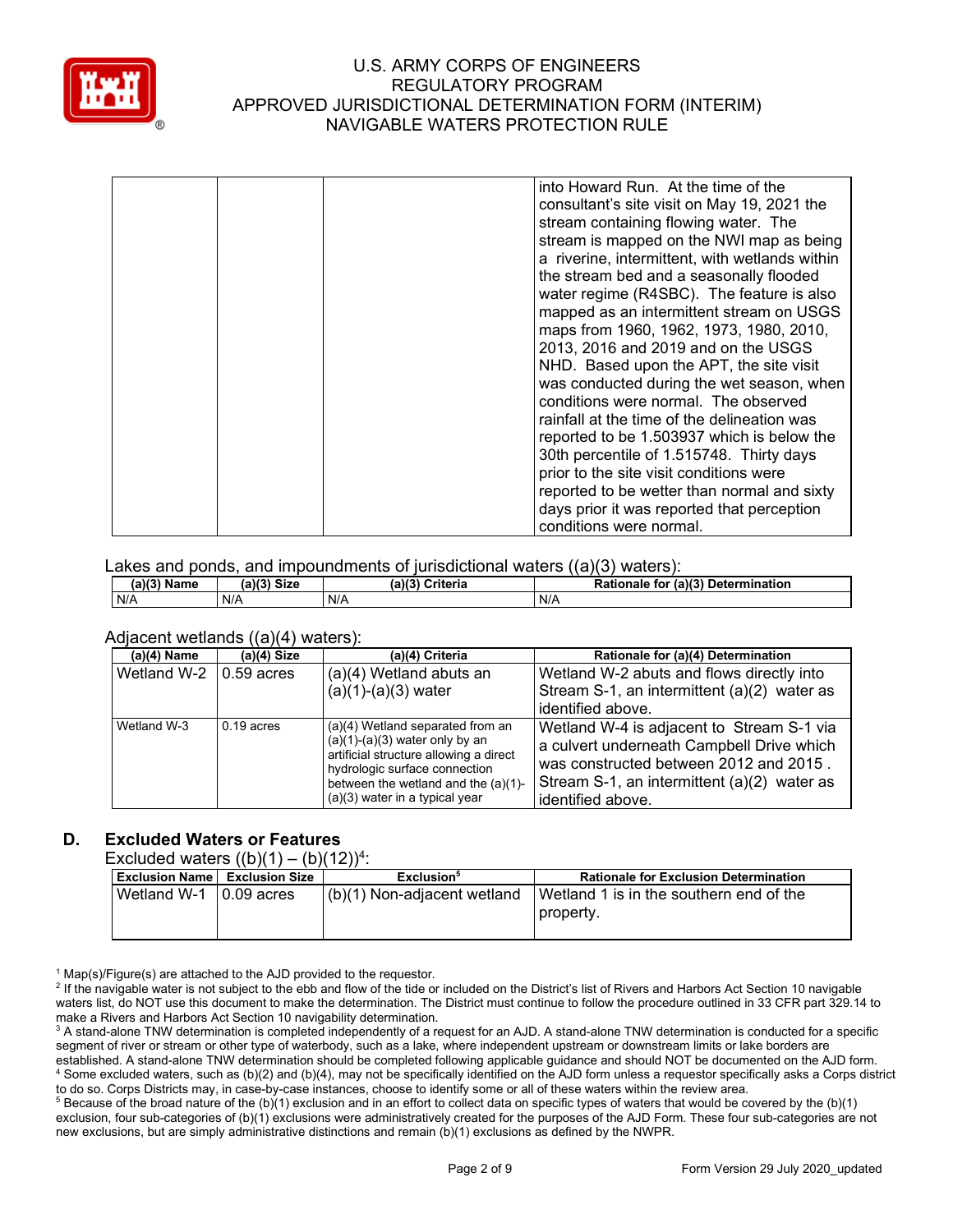| | | | into Howard Run. At the time of the consultant's site visit on May 19, 2021 the stream containing flowing water. The stream is mapped on the NWI map as being a riverine, intermittent, with wetlands within the stream bed and a seasonally flooded water regime (R4SBC). The feature is also mapped as an intermittent stream on USGS maps from 1960, 1962, 1973, 1980, 2010, 2013, 2016 and 2019 and on the USGS NHD. Based upon the APT, the site visit was conducted during the wet season, when conditions were normal. The observed rainfall at the time of the delineation was reported to be 1.503937 which is below the 30th percentile of 1.515748. Thirty days prior to the site visit conditions were reported to be wetter than normal and sixty days prior it was reported that perception conditions were normal. |
|---|---|---|---|

Lakes and ponds, and impoundments of jurisdictional waters ((a)(3) waters):

| (a)(3) Name | (a)(3) Size | (a)(3) Criteria | Rationale for (a)(3) Determination |
|---|---|---|---|
| N/A | N/A | N/A | N/A |

Adjacent wetlands ((a)(4) waters):

| (a)(4) Name | (a)(4) Size | (a)(4) Criteria | Rationale for (a)(4) Determination |
|---|---|---|---|
| Wetland W-2 | 0.59 acres | (a)(4) Wetland abuts an (a)(1)-(a)(3) water | Wetland W-2 abuts and flows directly into Stream S-1, an intermittent (a)(2) water as identified above. |
| Wetland W-3 | 0.19 acres | (a)(4) Wetland separated from an (a)(1)-(a)(3) water only by an artificial structure allowing a direct hydrologic surface connection between the wetland and the (a)(1)-(a)(3) water in a typical year | Wetland W-4 is adjacent to Stream S-1 via a culvert underneath Campbell Drive which was constructed between 2012 and 2015 . Stream S-1, an intermittent (a)(2) water as identified above. |

## D. Excluded Waters or Features

Excluded waters ((b)(1) – (b)(12))[4]:

| Exclusion Name | Exclusion Size | Exclusion[5] | Rationale for Exclusion Determination |
|---|---|---|---|
| Wetland W-1 | 0.09 acres | (b)(1) Non-adjacent wetland | Wetland 1 is in the southern end of the property. |

[1] Map(s)/Figure(s) are attached to the AJD provided to the requestor.

[2] If the navigable water is not subject to the ebb and flow of the tide or included on the District's list of Rivers and Harbors Act Section 10 navigable waters list, do NOT use this document to make the determination. The District must continue to follow the procedure outlined in 33 CFR part 329.14 to make a Rivers and Harbors Act Section 10 navigability determination.

[3] A stand-alone TNW determination is completed independently of a request for an AJD. A stand-alone TNW determination is conducted for a specific segment of river or stream or other type of waterbody, such as a lake, where independent upstream or downstream limits or lake borders are established. A stand-alone TNW determination should be completed following applicable guidance and should NOT be documented on the AJD form.

[4] Some excluded waters, such as (b)(2) and (b)(4), may not be specifically identified on the AJD form unless a requestor specifically asks a Corps district to do so. Corps Districts may, in case-by-case instances, choose to identify some or all of these waters within the review area.

[5] Because of the broad nature of the (b)(1) exclusion and in an effort to collect data on specific types of waters that would be covered by the (b)(1) exclusion, four sub-categories of (b)(1) exclusions were administratively created for the purposes of the AJD Form. These four sub-categories are not new exclusions, but are simply administrative distinctions and remain (b)(1) exclusions as defined by the NWPR.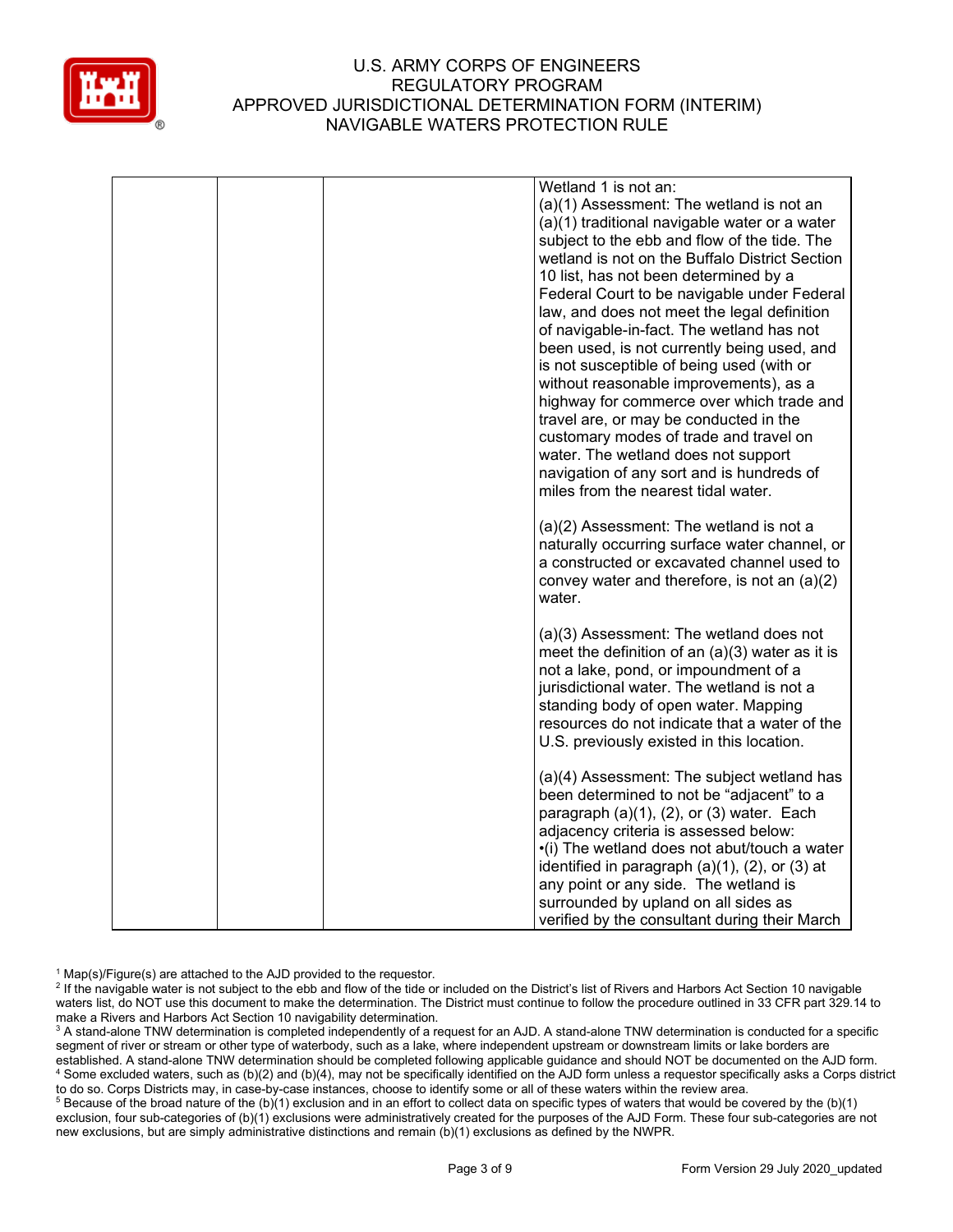| | | | |
|---|---|---|---|
| | | | Wetland 1 is not an:<br>(a)(1) Assessment: The wetland is not an (a)(1) traditional navigable water or a water subject to the ebb and flow of the tide. The wetland is not on the Buffalo District Section 10 list, has not been determined by a Federal Court to be navigable under Federal law, and does not meet the legal definition of navigable-in-fact. The wetland has not been used, is not currently being used, and is not susceptible of being used (with or without reasonable improvements), as a highway for commerce over which trade and travel are, or may be conducted in the customary modes of trade and travel on water. The wetland does not support navigation of any sort and is hundreds of miles from the nearest tidal water.<br><br>(a)(2) Assessment: The wetland is not a naturally occurring surface water channel, or a constructed or excavated channel used to convey water and therefore, is not an (a)(2) water.<br><br>(a)(3) Assessment: The wetland does not meet the definition of an (a)(3) water as it is not a lake, pond, or impoundment of a jurisdictional water. The wetland is not a standing body of open water. Mapping resources do not indicate that a water of the U.S. previously existed in this location.<br><br>(a)(4) Assessment: The subject wetland has been determined to not be "adjacent" to a paragraph (a)(1), (2), or (3) water. Each adjacency criteria is assessed below:<br>•(i) The wetland does not abut/touch a water identified in paragraph (a)(1), (2), or (3) at any point or any side. The wetland is surrounded by upland on all sides as verified by the consultant during their March |

[1] Map(s)/Figure(s) are attached to the AJD provided to the requestor.

[2] If the navigable water is not subject to the ebb and flow of the tide or included on the District's list of Rivers and Harbors Act Section 10 navigable waters list, do NOT use this document to make the determination. The District must continue to follow the procedure outlined in 33 CFR part 329.14 to make a Rivers and Harbors Act Section 10 navigability determination.

[3] A stand-alone TNW determination is completed independently of a request for an AJD. A stand-alone TNW determination is conducted for a specific segment of river or stream or other type of waterbody, such as a lake, where independent upstream or downstream limits or lake borders are established. A stand-alone TNW determination should be completed following applicable guidance and should NOT be documented on the AJD form.

[4] Some excluded waters, such as (b)(2) and (b)(4), may not be specifically identified on the AJD form unless a requestor specifically asks a Corps district to do so. Corps Districts may, in case-by-case instances, choose to identify some or all of these waters within the review area.

[5] Because of the broad nature of the (b)(1) exclusion and in an effort to collect data on specific types of waters that would be covered by the (b)(1) exclusion, four sub-categories of (b)(1) exclusions were administratively created for the purposes of the AJD Form. These four sub-categories are not new exclusions, but are simply administrative distinctions and remain (b)(1) exclusions as defined by the NWPR.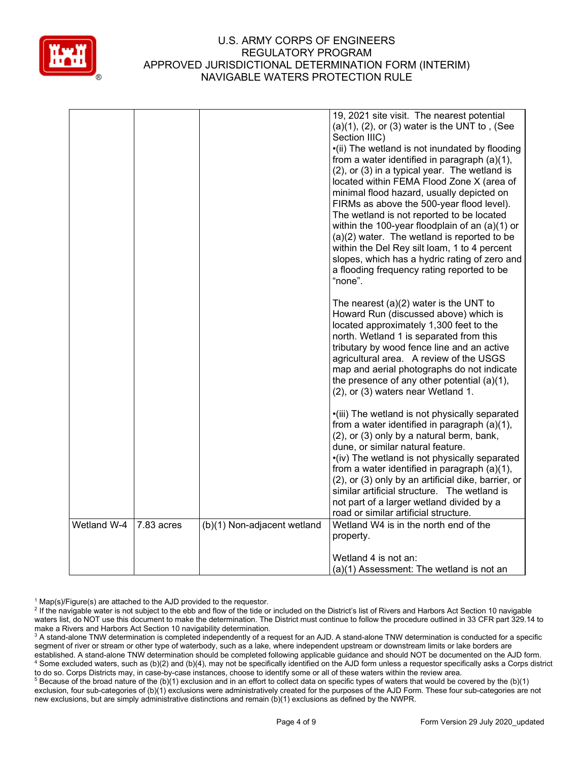| | | | |
|---|---|---|---|
| | | | 19, 2021 site visit. The nearest potential (a)(1), (2), or (3) water is the UNT to , (See Section IIIC)<br>•(ii) The wetland is not inundated by flooding from a water identified in paragraph (a)(1), (2), or (3) in a typical year. The wetland is located within FEMA Flood Zone X (area of minimal flood hazard, usually depicted on FIRMs as above the 500-year flood level). The wetland is not reported to be located within the 100-year floodplain of an (a)(1) or (a)(2) water. The wetland is reported to be within the Del Rey silt loam, 1 to 4 percent slopes, which has a hydric rating of zero and a flooding frequency rating reported to be "none".<br><br>The nearest (a)(2) water is the UNT to Howard Run (discussed above) which is located approximately 1,300 feet to the north. Wetland 1 is separated from this tributary by wood fence line and an active agricultural area. A review of the USGS map and aerial photographs do not indicate the presence of any other potential (a)(1), (2), or (3) waters near Wetland 1.<br><br>•(iii) The wetland is not physically separated from a water identified in paragraph (a)(1), (2), or (3) only by a natural berm, bank, dune, or similar natural feature.<br>•(iv) The wetland is not physically separated from a water identified in paragraph (a)(1), (2), or (3) only by an artificial dike, barrier, or similar artificial structure. The wetland is not part of a larger wetland divided by a road or similar artificial structure. |
| Wetland W-4 | 7.83 acres | (b)(1) Non-adjacent wetland | Wetland W4 is in the north end of the property.<br><br>Wetland 4 is not an:<br>(a)(1) Assessment: The wetland is not an |

[1] Map(s)/Figure(s) are attached to the AJD provided to the requestor.
[2] If the navigable water is not subject to the ebb and flow of the tide or included on the District's list of Rivers and Harbors Act Section 10 navigable waters list, do NOT use this document to make the determination. The District must continue to follow the procedure outlined in 33 CFR part 329.14 to make a Rivers and Harbors Act Section 10 navigability determination.
[3] A stand-alone TNW determination is completed independently of a request for an AJD. A stand-alone TNW determination is conducted for a specific segment of river or stream or other type of waterbody, such as a lake, where independent upstream or downstream limits or lake borders are established. A stand-alone TNW determination should be completed following applicable guidance and should NOT be documented on the AJD form.
[4] Some excluded waters, such as (b)(2) and (b)(4), may not be specifically identified on the AJD form unless a requestor specifically asks a Corps district to do so. Corps Districts may, in case-by-case instances, choose to identify some or all of these waters within the review area.
[5] Because of the broad nature of the (b)(1) exclusion and in an effort to collect data on specific types of waters that would be covered by the (b)(1) exclusion, four sub-categories of (b)(1) exclusions were administratively created for the purposes of the AJD Form. These four sub-categories are not new exclusions, but are simply administrative distinctions and remain (b)(1) exclusions as defined by the NWPR.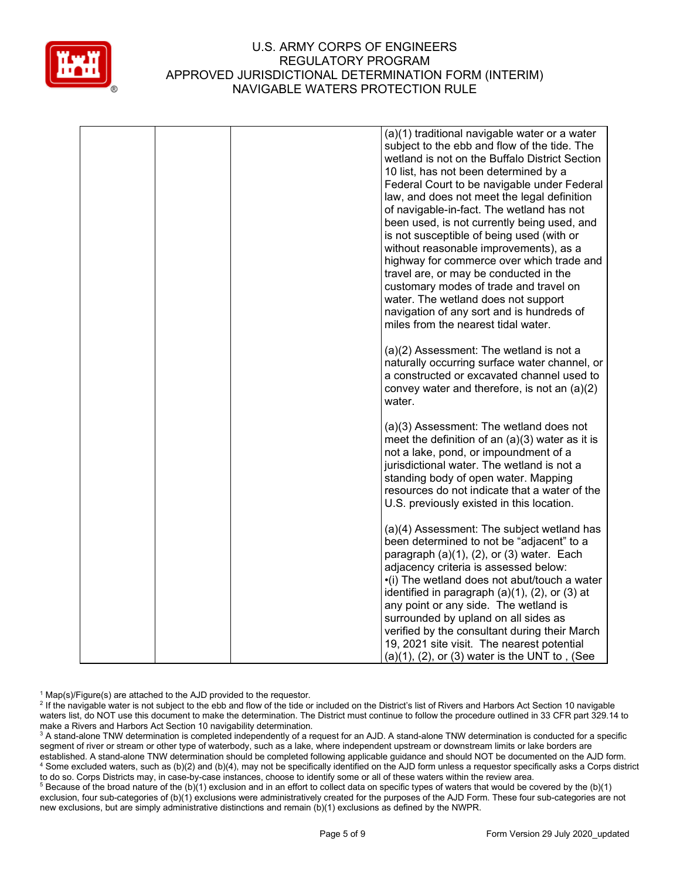| | | | (a)(1) traditional navigable water or a water subject to the ebb and flow of the tide. The wetland is not on the Buffalo District Section 10 list, has not been determined by a Federal Court to be navigable under Federal law, and does not meet the legal definition of navigable-in-fact. The wetland has not been used, is not currently being used, and is not susceptible of being used (with or without reasonable improvements), as a highway for commerce over which trade and travel are, or may be conducted in the customary modes of trade and travel on water. The wetland does not support navigation of any sort and is hundreds of miles from the nearest tidal water.<br><br>(a)(2) Assessment: The wetland is not a naturally occurring surface water channel, or a constructed or excavated channel used to convey water and therefore, is not an (a)(2) water.<br><br>(a)(3) Assessment: The wetland does not meet the definition of an (a)(3) water as it is not a lake, pond, or impoundment of a jurisdictional water. The wetland is not a standing body of open water. Mapping resources do not indicate that a water of the U.S. previously existed in this location.<br><br>(a)(4) Assessment: The subject wetland has been determined to not be "adjacent" to a paragraph (a)(1), (2), or (3) water. Each adjacency criteria is assessed below:<br>•(i) The wetland does not abut/touch a water identified in paragraph (a)(1), (2), or (3) at any point or any side. The wetland is surrounded by upland on all sides as verified by the consultant during their March 19, 2021 site visit. The nearest potential (a)(1), (2), or (3) water is the UNT to , (See |
|---|---|---|---|

[1] Map(s)/Figure(s) are attached to the AJD provided to the requestor.
[2] If the navigable water is not subject to the ebb and flow of the tide or included on the District's list of Rivers and Harbors Act Section 10 navigable waters list, do NOT use this document to make the determination. The District must continue to follow the procedure outlined in 33 CFR part 329.14 to make a Rivers and Harbors Act Section 10 navigability determination.
[3] A stand-alone TNW determination is completed independently of a request for an AJD. A stand-alone TNW determination is conducted for a specific segment of river or stream or other type of waterbody, such as a lake, where independent upstream or downstream limits or lake borders are established. A stand-alone TNW determination should be completed following applicable guidance and should NOT be documented on the AJD form.
[4] Some excluded waters, such as (b)(2) and (b)(4), may not be specifically identified on the AJD form unless a requestor specifically asks a Corps district to do so. Corps Districts may, in case-by-case instances, choose to identify some or all of these waters within the review area.
[5] Because of the broad nature of the (b)(1) exclusion and in an effort to collect data on specific types of waters that would be covered by the (b)(1) exclusion, four sub-categories of (b)(1) exclusions were administratively created for the purposes of the AJD Form. These four sub-categories are not new exclusions, but are simply administrative distinctions and remain (b)(1) exclusions as defined by the NWPR.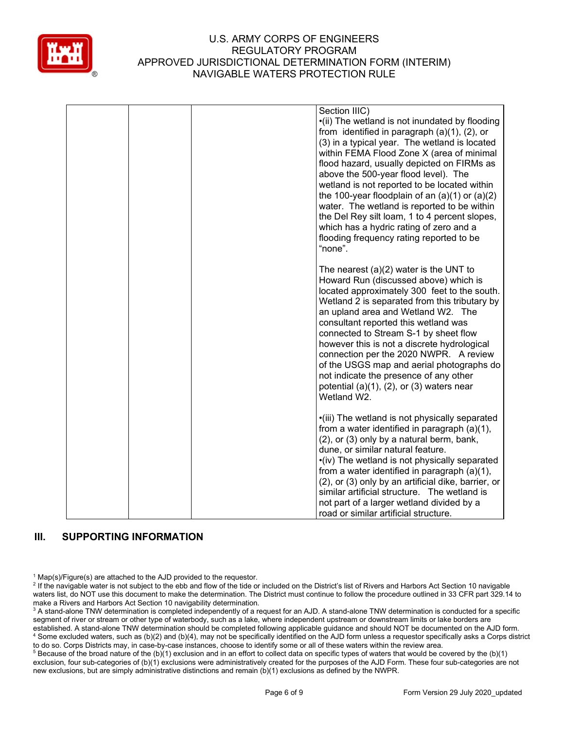| | | | |
|---|---|---|---|
| | | | Section IIIC)<br>•(ii) The wetland is not inundated by flooding from identified in paragraph (a)(1), (2), or (3) in a typical year. The wetland is located within FEMA Flood Zone X (area of minimal flood hazard, usually depicted on FIRMs as above the 500-year flood level). The wetland is not reported to be located within the 100-year floodplain of an (a)(1) or (a)(2) water. The wetland is reported to be within the Del Rey silt loam, 1 to 4 percent slopes, which has a hydric rating of zero and a flooding frequency rating reported to be "none".<br><br>The nearest (a)(2) water is the UNT to Howard Run (discussed above) which is located approximately 300 feet to the south. Wetland 2 is separated from this tributary by an upland area and Wetland W2. The consultant reported this wetland was connected to Stream S-1 by sheet flow however this is not a discrete hydrological connection per the 2020 NWPR. A review of the USGS map and aerial photographs do not indicate the presence of any other potential (a)(1), (2), or (3) waters near Wetland W2.<br><br>•(iii) The wetland is not physically separated from a water identified in paragraph (a)(1), (2), or (3) only by a natural berm, bank, dune, or similar natural feature.<br>•(iv) The wetland is not physically separated from a water identified in paragraph (a)(1), (2), or (3) only by an artificial dike, barrier, or similar artificial structure. The wetland is not part of a larger wetland divided by a road or similar artificial structure. |

## III. SUPPORTING INFORMATION

[1] Map(s)/Figure(s) are attached to the AJD provided to the requestor.
[2] If the navigable water is not subject to the ebb and flow of the tide or included on the District's list of Rivers and Harbors Act Section 10 navigable waters list, do NOT use this document to make the determination. The District must continue to follow the procedure outlined in 33 CFR part 329.14 to make a Rivers and Harbors Act Section 10 navigability determination.
[3] A stand-alone TNW determination is completed independently of a request for an AJD. A stand-alone TNW determination is conducted for a specific segment of river or stream or other type of waterbody, such as a lake, where independent upstream or downstream limits or lake borders are established. A stand-alone TNW determination should be completed following applicable guidance and should NOT be documented on the AJD form.
[4] Some excluded waters, such as (b)(2) and (b)(4), may not be specifically identified on the AJD form unless a requestor specifically asks a Corps district to do so. Corps Districts may, in case-by-case instances, choose to identify some or all of these waters within the review area.
[5] Because of the broad nature of the (b)(1) exclusion and in an effort to collect data on specific types of waters that would be covered by the (b)(1) exclusion, four sub-categories of (b)(1) exclusions were administratively created for the purposes of the AJD Form. These four sub-categories are not new exclusions, but are simply administrative distinctions and remain (b)(1) exclusions as defined by the NWPR.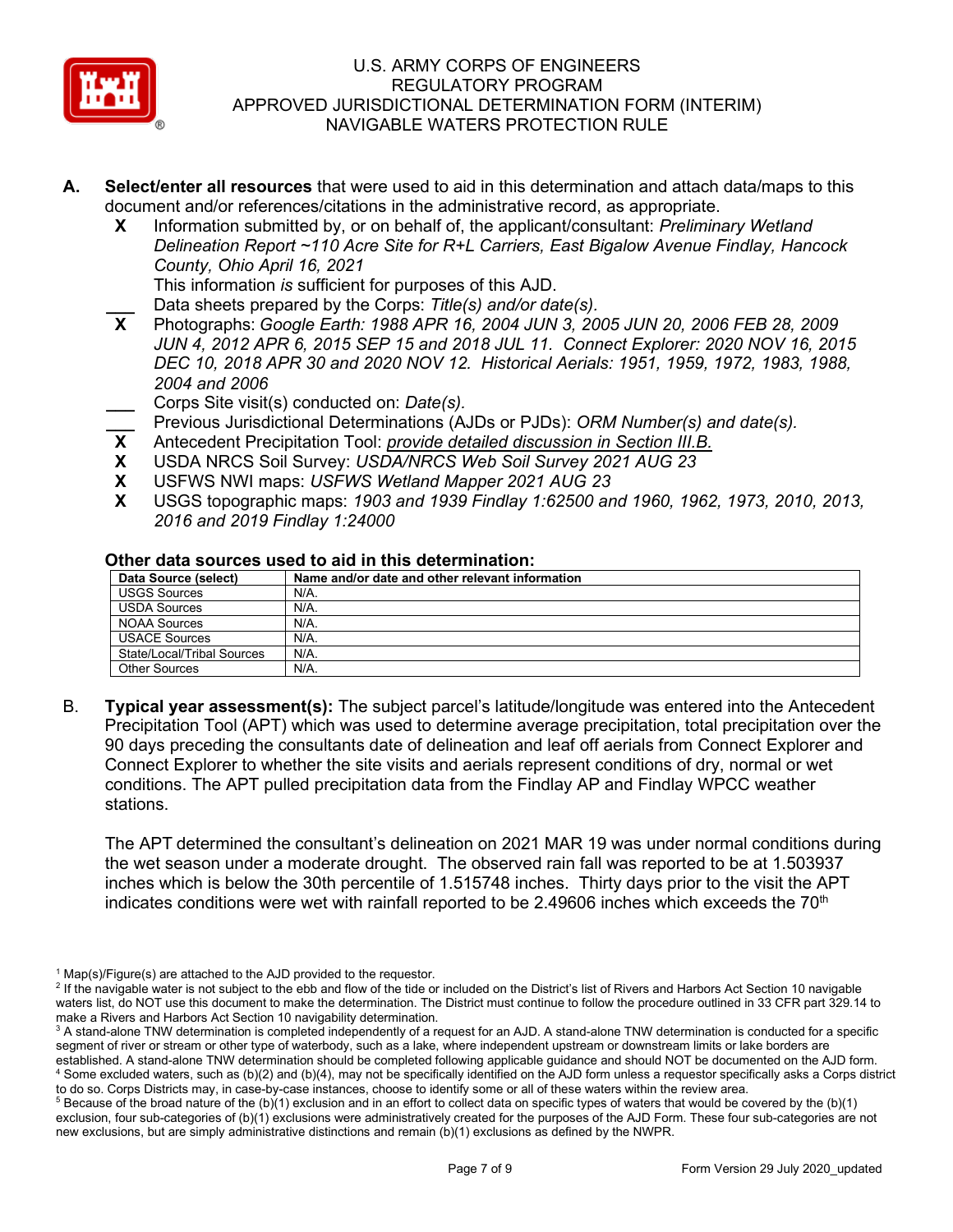U.S. ARMY CORPS OF ENGINEERS
REGULATORY PROGRAM
APPROVED JURISDICTIONAL DETERMINATION FORM (INTERIM)
NAVIGABLE WATERS PROTECTION RULE

**A. Select/enter all resources** that were used to aid in this determination and attach data/maps to this document and/or references/citations in the administrative record, as appropriate.

- **X** Information submitted by, or on behalf of, the applicant/consultant: *Preliminary Wetland Delineation Report ~110 Acre Site for R+L Carriers, East Bigalow Avenue Findlay, Hancock County, Ohio April 16, 2021*
  This information *is* sufficient for purposes of this AJD.
- ___ Data sheets prepared by the Corps: *Title(s) and/or date(s).*
- **X** Photographs: *Google Earth: 1988 APR 16, 2004 JUN 3, 2005 JUN 20, 2006 FEB 28, 2009 JUN 4, 2012 APR 6, 2015 SEP 15 and 2018 JUL 11. Connect Explorer: 2020 NOV 16, 2015 DEC 10, 2018 APR 30 and 2020 NOV 12. Historical Aerials: 1951, 1959, 1972, 1983, 1988, 2004 and 2006*
- ___ Corps Site visit(s) conducted on: *Date(s).*
- ___ Previous Jurisdictional Determinations (AJDs or PJDs): *ORM Number(s) and date(s).*
- **X** Antecedent Precipitation Tool: *provide detailed discussion in Section III.B.*
- **X** USDA NRCS Soil Survey: *USDA/NRCS Web Soil Survey 2021 AUG 23*
- **X** USFWS NWI maps: *USFWS Wetland Mapper 2021 AUG 23*
- **X** USGS topographic maps: *1903 and 1939 Findlay 1:62500 and 1960, 1962, 1973, 2010, 2013, 2016 and 2019 Findlay 1:24000*

**Other data sources used to aid in this determination:**

| Data Source (select) | Name and/or date and other relevant information |
|---|---|
| USGS Sources | N/A. |
| USDA Sources | N/A. |
| NOAA Sources | N/A. |
| USACE Sources | N/A. |
| State/Local/Tribal Sources | N/A. |
| Other Sources | N/A. |

B. **Typical year assessment(s):** The subject parcel's latitude/longitude was entered into the Antecedent Precipitation Tool (APT) which was used to determine average precipitation, total precipitation over the 90 days preceding the consultants date of delineation and leaf off aerials from Connect Explorer and Connect Explorer to whether the site visits and aerials represent conditions of dry, normal or wet conditions. The APT pulled precipitation data from the Findlay AP and Findlay WPCC weather stations.

The APT determined the consultant's delineation on 2021 MAR 19 was under normal conditions during the wet season under a moderate drought. The observed rain fall was reported to be at 1.503937 inches which is below the 30th percentile of 1.515748 inches. Thirty days prior to the visit the APT indicates conditions were wet with rainfall reported to be 2.49606 inches which exceeds the 70th

[1] Map(s)/Figure(s) are attached to the AJD provided to the requestor.
[2] If the navigable water is not subject to the ebb and flow of the tide or included on the District's list of Rivers and Harbors Act Section 10 navigable waters list, do NOT use this document to make the determination. The District must continue to follow the procedure outlined in 33 CFR part 329.14 to make a Rivers and Harbors Act Section 10 navigability determination.
[3] A stand-alone TNW determination is completed independently of a request for an AJD. A stand-alone TNW determination is conducted for a specific segment of river or stream or other type of waterbody, such as a lake, where independent upstream or downstream limits or lake borders are established. A stand-alone TNW determination should be completed following applicable guidance and should NOT be documented on the AJD form.
[4] Some excluded waters, such as (b)(2) and (b)(4), may not be specifically identified on the AJD form unless a requestor specifically asks a Corps district to do so. Corps Districts may, in case-by-case instances, choose to identify some or all of these waters within the review area.
[5] Because of the broad nature of the (b)(1) exclusion and in an effort to collect data on specific types of waters that would be covered by the (b)(1) exclusion, four sub-categories of (b)(1) exclusions were administratively created for the purposes of the AJD Form. These four sub-categories are not new exclusions, but are simply administrative distinctions and remain (b)(1) exclusions as defined by the NWPR.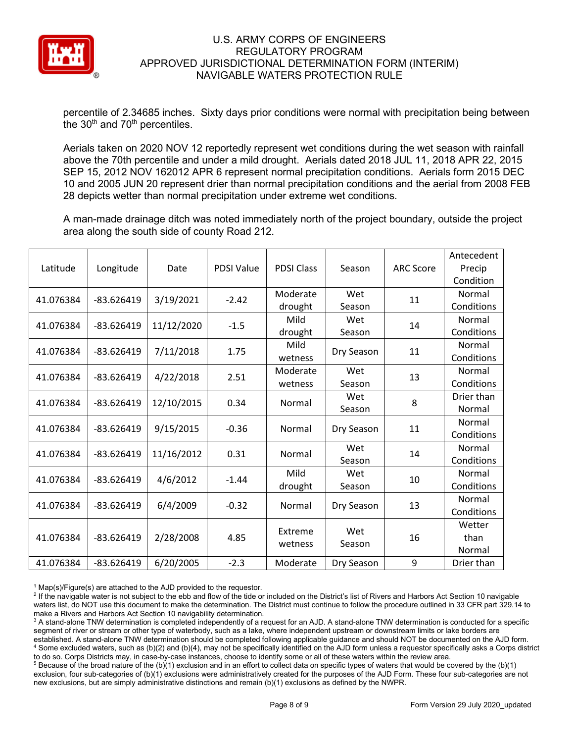percentile of 2.34685 inches. Sixty days prior conditions were normal with precipitation being between the 30th and 70th percentiles.

Aerials taken on 2020 NOV 12 reportedly represent wet conditions during the wet season with rainfall above the 70th percentile and under a mild drought. Aerials dated 2018 JUL 11, 2018 APR 22, 2015 SEP 15, 2012 NOV 162012 APR 6 represent normal precipitation conditions. Aerials form 2015 DEC 10 and 2005 JUN 20 represent drier than normal precipitation conditions and the aerial from 2008 FEB 28 depicts wetter than normal precipitation under extreme wet conditions.

A man-made drainage ditch was noted immediately north of the project boundary, outside the project area along the south side of county Road 212.

| Latitude | Longitude | Date | PDSI Value | PDSI Class | Season | ARC Score | Antecedent Precip Condition |
|---|---|---|---|---|---|---|---|
| 41.076384 | -83.626419 | 3/19/2021 | -2.42 | Moderate drought | Wet Season | 11 | Normal Conditions |
| 41.076384 | -83.626419 | 11/12/2020 | -1.5 | Mild drought | Wet Season | 14 | Normal Conditions |
| 41.076384 | -83.626419 | 7/11/2018 | 1.75 | Mild wetness | Dry Season | 11 | Normal Conditions |
| 41.076384 | -83.626419 | 4/22/2018 | 2.51 | Moderate wetness | Wet Season | 13 | Normal Conditions |
| 41.076384 | -83.626419 | 12/10/2015 | 0.34 | Normal | Wet Season | 8 | Drier than Normal |
| 41.076384 | -83.626419 | 9/15/2015 | -0.36 | Normal | Dry Season | 11 | Normal Conditions |
| 41.076384 | -83.626419 | 11/16/2012 | 0.31 | Normal | Wet Season | 14 | Normal Conditions |
| 41.076384 | -83.626419 | 4/6/2012 | -1.44 | Mild drought | Wet Season | 10 | Normal Conditions |
| 41.076384 | -83.626419 | 6/4/2009 | -0.32 | Normal | Dry Season | 13 | Normal Conditions |
| 41.076384 | -83.626419 | 2/28/2008 | 4.85 | Extreme wetness | Wet Season | 16 | Wetter than Normal |
| 41.076384 | -83.626419 | 6/20/2005 | -2.3 | Moderate | Dry Season | 9 | Drier than |

[1] Map(s)/Figure(s) are attached to the AJD provided to the requestor.
[2] If the navigable water is not subject to the ebb and flow of the tide or included on the District's list of Rivers and Harbors Act Section 10 navigable waters list, do NOT use this document to make the determination. The District must continue to follow the procedure outlined in 33 CFR part 329.14 to make a Rivers and Harbors Act Section 10 navigability determination.
[3] A stand-alone TNW determination is completed independently of a request for an AJD. A stand-alone TNW determination is conducted for a specific segment of river or stream or other type of waterbody, such as a lake, where independent upstream or downstream limits or lake borders are established. A stand-alone TNW determination should be completed following applicable guidance and should NOT be documented on the AJD form.
[4] Some excluded waters, such as (b)(2) and (b)(4), may not be specifically identified on the AJD form unless a requestor specifically asks a Corps district to do so. Corps Districts may, in case-by-case instances, choose to identify some or all of these waters within the review area.
[5] Because of the broad nature of the (b)(1) exclusion and in an effort to collect data on specific types of waters that would be covered by the (b)(1) exclusion, four sub-categories of (b)(1) exclusions were administratively created for the purposes of the AJD Form. These four sub-categories are not new exclusions, but are simply administrative distinctions and remain (b)(1) exclusions as defined by the NWPR.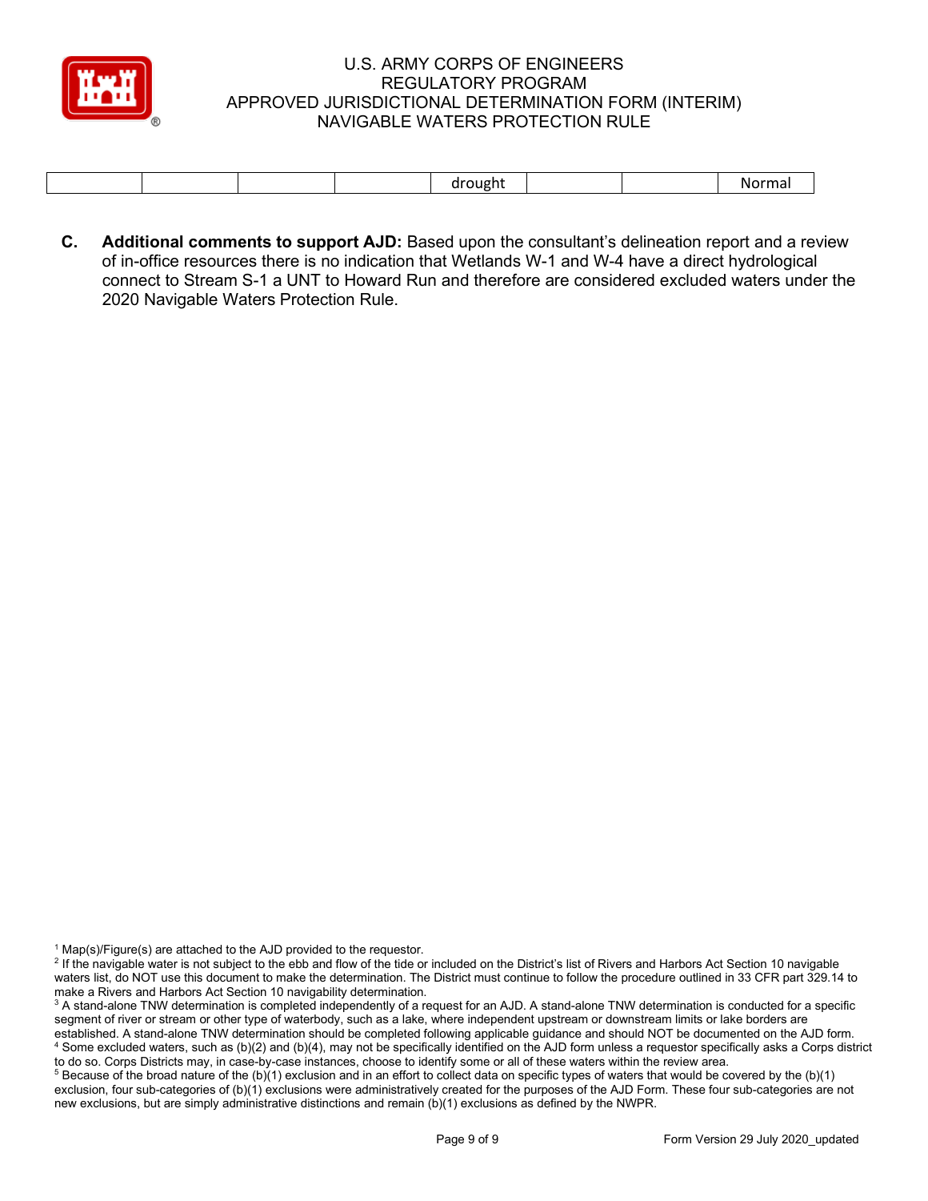| | | | | | | | |
|---|---|---|---|---|---|---|---|
| | | | | drought | | | Normal |

**C. Additional comments to support AJD:** Based upon the consultant's delineation report and a review of in-office resources there is no indication that Wetlands W-1 and W-4 have a direct hydrological connect to Stream S-1 a UNT to Howard Run and therefore are considered excluded waters under the 2020 Navigable Waters Protection Rule.

[1] Map(s)/Figure(s) are attached to the AJD provided to the requestor.
[2] If the navigable water is not subject to the ebb and flow of the tide or included on the District's list of Rivers and Harbors Act Section 10 navigable waters list, do NOT use this document to make the determination. The District must continue to follow the procedure outlined in 33 CFR part 329.14 to make a Rivers and Harbors Act Section 10 navigability determination.
[3] A stand-alone TNW determination is completed independently of a request for an AJD. A stand-alone TNW determination is conducted for a specific segment of river or stream or other type of waterbody, such as a lake, where independent upstream or downstream limits or lake borders are established. A stand-alone TNW determination should be completed following applicable guidance and should NOT be documented on the AJD form.
[4] Some excluded waters, such as (b)(2) and (b)(4), may not be specifically identified on the AJD form unless a requestor specifically asks a Corps district to do so. Corps Districts may, in case-by-case instances, choose to identify some or all of these waters within the review area.
[5] Because of the broad nature of the (b)(1) exclusion and in an effort to collect data on specific types of waters that would be covered by the (b)(1) exclusion, four sub-categories of (b)(1) exclusions were administratively created for the purposes of the AJD Form. These four sub-categories are not new exclusions, but are simply administrative distinctions and remain (b)(1) exclusions as defined by the NWPR.